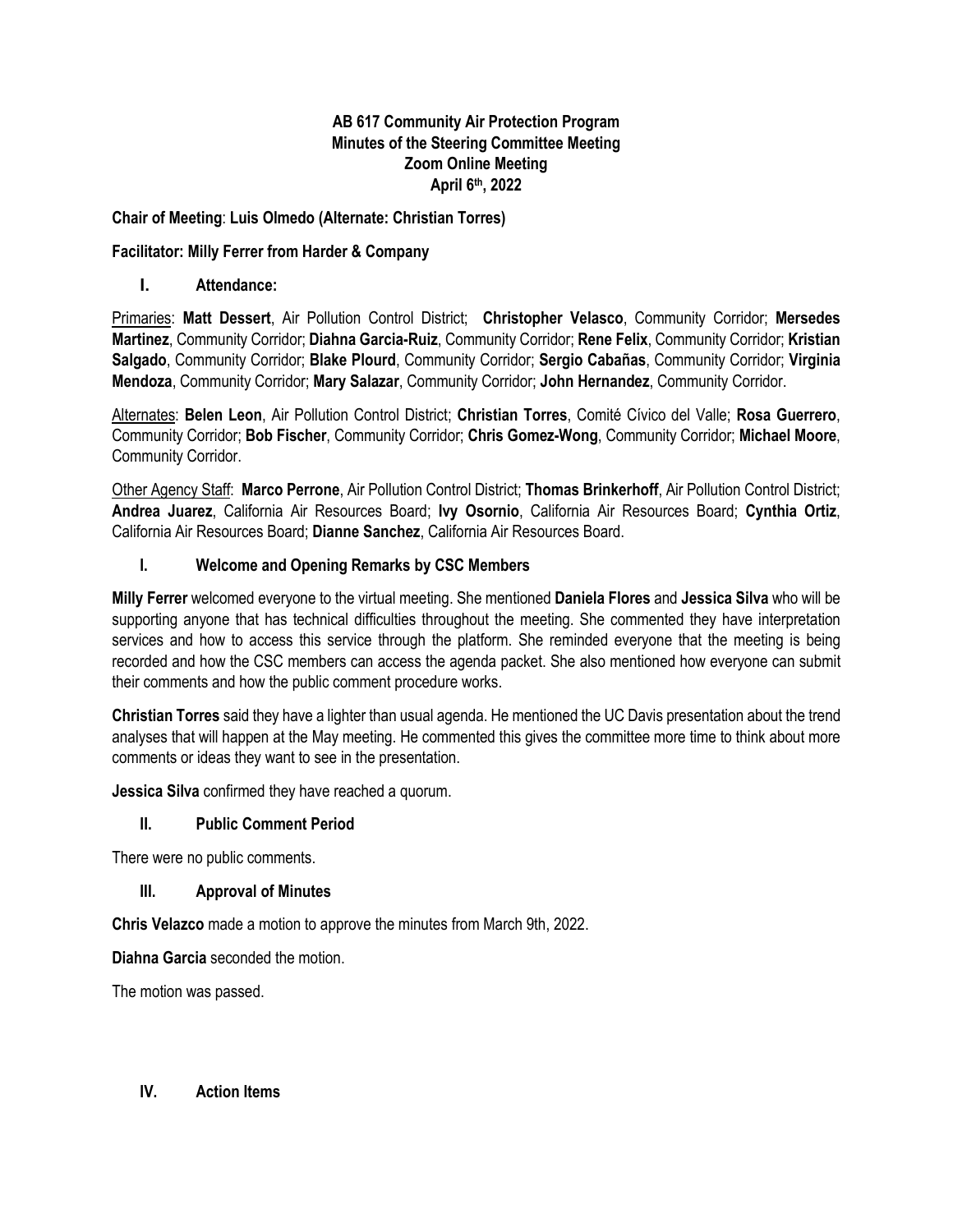**AB 617 Community Air Protection Program**
**Minutes of the Steering Committee Meeting**
**Zoom Online Meeting**
**April 6th, 2022**

**Chair of Meeting**: **Luis Olmedo (Alternate: Christian Torres)**

**Facilitator: Milly Ferrer from Harder & Company**

## I. Attendance:

Primaries: **Matt Dessert**, Air Pollution Control District; **Christopher Velasco**, Community Corridor; **Mersedes Martinez**, Community Corridor; **Diahna Garcia-Ruiz**, Community Corridor; **Rene Felix**, Community Corridor; **Kristian Salgado**, Community Corridor; **Blake Plourd**, Community Corridor; **Sergio Cabañas**, Community Corridor; **Virginia Mendoza**, Community Corridor; **Mary Salazar**, Community Corridor; **John Hernandez**, Community Corridor.

Alternates: **Belen Leon**, Air Pollution Control District; **Christian Torres**, Comité Cívico del Valle; **Rosa Guerrero**, Community Corridor; **Bob Fischer**, Community Corridor; **Chris Gomez-Wong**, Community Corridor; **Michael Moore**, Community Corridor.

Other Agency Staff: **Marco Perrone**, Air Pollution Control District; **Thomas Brinkerhoff**, Air Pollution Control District; **Andrea Juarez**, California Air Resources Board; **Ivy Osornio**, California Air Resources Board; **Cynthia Ortiz**, California Air Resources Board; **Dianne Sanchez**, California Air Resources Board.

## I. Welcome and Opening Remarks by CSC Members

**Milly Ferrer** welcomed everyone to the virtual meeting. She mentioned **Daniela Flores** and **Jessica Silva** who will be supporting anyone that has technical difficulties throughout the meeting. She commented they have interpretation services and how to access this service through the platform. She reminded everyone that the meeting is being recorded and how the CSC members can access the agenda packet. She also mentioned how everyone can submit their comments and how the public comment procedure works.

**Christian Torres** said they have a lighter than usual agenda. He mentioned the UC Davis presentation about the trend analyses that will happen at the May meeting. He commented this gives the committee more time to think about more comments or ideas they want to see in the presentation.

**Jessica Silva** confirmed they have reached a quorum.

## II. Public Comment Period

There were no public comments.

## III. Approval of Minutes

**Chris Velazco** made a motion to approve the minutes from March 9th, 2022.

**Diahna Garcia** seconded the motion.

The motion was passed.

## IV. Action Items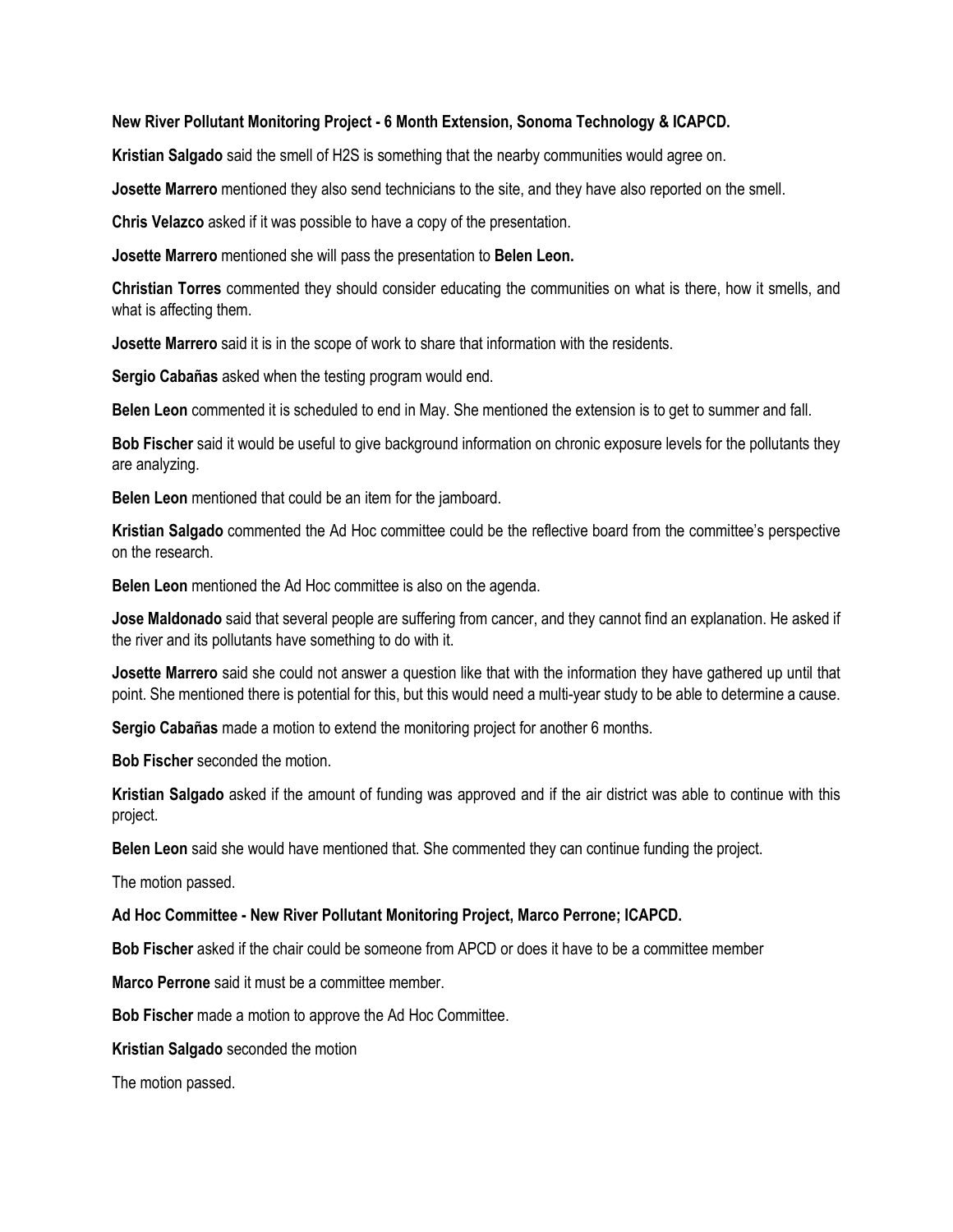**New River Pollutant Monitoring Project - 6 Month Extension, Sonoma Technology & ICAPCD.**

**Kristian Salgado** said the smell of $H_2S$ is something that the nearby communities would agree on.

**Josette Marrero** mentioned they also send technicians to the site, and they have also reported on the smell.

**Chris Velazco** asked if it was possible to have a copy of the presentation.

**Josette Marrero** mentioned she will pass the presentation to **Belen Leon.**

**Christian Torres** commented they should consider educating the communities on what is there, how it smells, and what is affecting them.

**Josette Marrero** said it is in the scope of work to share that information with the residents.

**Sergio Cabañas** asked when the testing program would end.

**Belen Leon** commented it is scheduled to end in May. She mentioned the extension is to get to summer and fall.

**Bob Fischer** said it would be useful to give background information on chronic exposure levels for the pollutants they are analyzing.

**Belen Leon** mentioned that could be an item for the jamboard.

**Kristian Salgado** commented the Ad Hoc committee could be the reflective board from the committee's perspective on the research.

**Belen Leon** mentioned the Ad Hoc committee is also on the agenda.

**Jose Maldonado** said that several people are suffering from cancer, and they cannot find an explanation. He asked if the river and its pollutants have something to do with it.

**Josette Marrero** said she could not answer a question like that with the information they have gathered up until that point. She mentioned there is potential for this, but this would need a multi-year study to be able to determine a cause.

**Sergio Cabañas** made a motion to extend the monitoring project for another 6 months.

**Bob Fischer** seconded the motion.

**Kristian Salgado** asked if the amount of funding was approved and if the air district was able to continue with this project.

**Belen Leon** said she would have mentioned that. She commented they can continue funding the project.

The motion passed.

**Ad Hoc Committee - New River Pollutant Monitoring Project, Marco Perrone; ICAPCD.**

**Bob Fischer** asked if the chair could be someone from APCD or does it have to be a committee member

**Marco Perrone** said it must be a committee member.

**Bob Fischer** made a motion to approve the Ad Hoc Committee.

**Kristian Salgado** seconded the motion

The motion passed.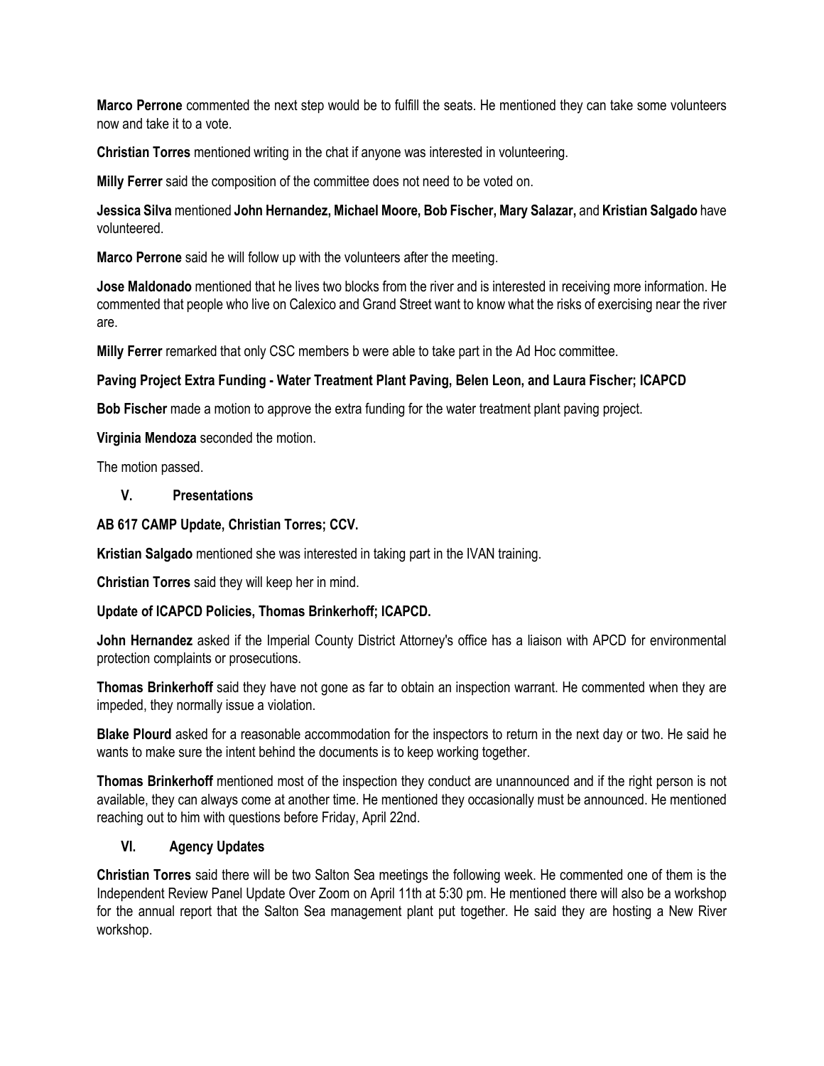**Marco Perrone** commented the next step would be to fulfill the seats. He mentioned they can take some volunteers now and take it to a vote.

**Christian Torres** mentioned writing in the chat if anyone was interested in volunteering.

**Milly Ferrer** said the composition of the committee does not need to be voted on.

**Jessica Silva** mentioned **John Hernandez, Michael Moore, Bob Fischer, Mary Salazar,** and **Kristian Salgado** have volunteered.

**Marco Perrone** said he will follow up with the volunteers after the meeting.

**Jose Maldonado** mentioned that he lives two blocks from the river and is interested in receiving more information. He commented that people who live on Calexico and Grand Street want to know what the risks of exercising near the river are.

**Milly Ferrer** remarked that only CSC members b were able to take part in the Ad Hoc committee.

**Paving Project Extra Funding - Water Treatment Plant Paving, Belen Leon, and Laura Fischer; ICAPCD**

**Bob Fischer** made a motion to approve the extra funding for the water treatment plant paving project.

**Virginia Mendoza** seconded the motion.

The motion passed.

## V. Presentations

**AB 617 CAMP Update, Christian Torres; CCV.**

**Kristian Salgado** mentioned she was interested in taking part in the IVAN training.

**Christian Torres** said they will keep her in mind.

**Update of ICAPCD Policies, Thomas Brinkerhoff; ICAPCD.**

**John Hernandez** asked if the Imperial County District Attorney's office has a liaison with APCD for environmental protection complaints or prosecutions.

**Thomas Brinkerhoff** said they have not gone as far to obtain an inspection warrant. He commented when they are impeded, they normally issue a violation.

**Blake Plourd** asked for a reasonable accommodation for the inspectors to return in the next day or two. He said he wants to make sure the intent behind the documents is to keep working together.

**Thomas Brinkerhoff** mentioned most of the inspection they conduct are unannounced and if the right person is not available, they can always come at another time. He mentioned they occasionally must be announced. He mentioned reaching out to him with questions before Friday, April 22nd.

## VI. Agency Updates

**Christian Torres** said there will be two Salton Sea meetings the following week. He commented one of them is the Independent Review Panel Update Over Zoom on April 11th at 5:30 pm. He mentioned there will also be a workshop for the annual report that the Salton Sea management plant put together. He said they are hosting a New River workshop.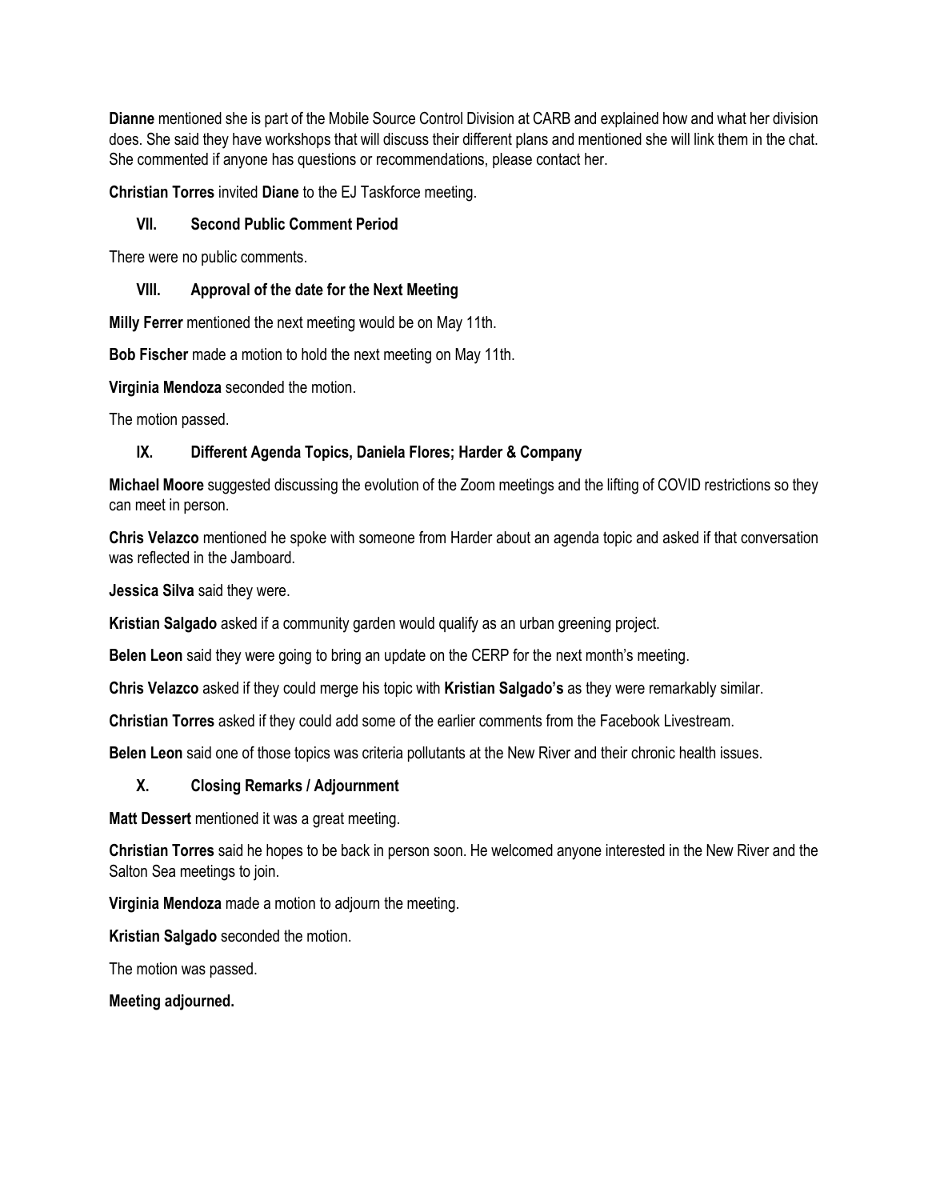**Dianne** mentioned she is part of the Mobile Source Control Division at CARB and explained how and what her division does. She said they have workshops that will discuss their different plans and mentioned she will link them in the chat. She commented if anyone has questions or recommendations, please contact her.

**Christian Torres** invited **Diane** to the EJ Taskforce meeting.

### VII. Second Public Comment Period

There were no public comments.

### VIII. Approval of the date for the Next Meeting

**Milly Ferrer** mentioned the next meeting would be on May 11th.

**Bob Fischer** made a motion to hold the next meeting on May 11th.

**Virginia Mendoza** seconded the motion.

The motion passed.

### IX. Different Agenda Topics, Daniela Flores; Harder & Company

**Michael Moore** suggested discussing the evolution of the Zoom meetings and the lifting of COVID restrictions so they can meet in person.

**Chris Velazco** mentioned he spoke with someone from Harder about an agenda topic and asked if that conversation was reflected in the Jamboard.

**Jessica Silva** said they were.

**Kristian Salgado** asked if a community garden would qualify as an urban greening project.

**Belen Leon** said they were going to bring an update on the CERP for the next month's meeting.

**Chris Velazco** asked if they could merge his topic with **Kristian Salgado's** as they were remarkably similar.

**Christian Torres** asked if they could add some of the earlier comments from the Facebook Livestream.

**Belen Leon** said one of those topics was criteria pollutants at the New River and their chronic health issues.

### X. Closing Remarks / Adjournment

**Matt Dessert** mentioned it was a great meeting.

**Christian Torres** said he hopes to be back in person soon. He welcomed anyone interested in the New River and the Salton Sea meetings to join.

**Virginia Mendoza** made a motion to adjourn the meeting.

**Kristian Salgado** seconded the motion.

The motion was passed.

**Meeting adjourned.**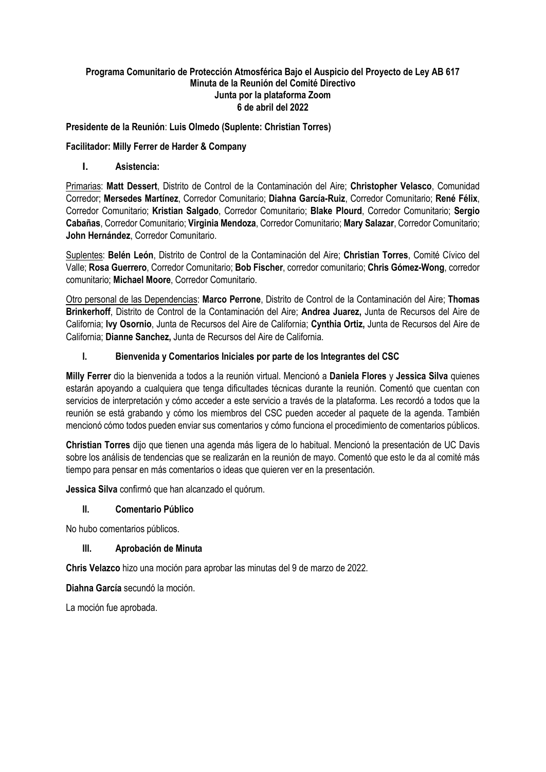**Programa Comunitario de Protección Atmosférica Bajo el Auspicio del Proyecto de Ley AB 617**
**Minuta de la Reunión del Comité Directivo**
**Junta por la plataforma Zoom**
**6 de abril del 2022**

**Presidente de la Reunión**: **Luis Olmedo (Suplente: Christian Torres)**

**Facilitador: Milly Ferrer de Harder & Company**

## I. Asistencia:

Primarias: **Matt Dessert**, Distrito de Control de la Contaminación del Aire; **Christopher Velasco**, Comunidad Corredor; **Mersedes Martínez**, Corredor Comunitario; **Diahna García-Ruiz**, Corredor Comunitario; **René Félix**, Corredor Comunitario; **Kristian Salgado**, Corredor Comunitario; **Blake Plourd**, Corredor Comunitario; **Sergio Cabañas**, Corredor Comunitario; **Virginia Mendoza**, Corredor Comunitario; **Mary Salazar**, Corredor Comunitario; **John Hernández**, Corredor Comunitario.

Suplentes: **Belén León**, Distrito de Control de la Contaminación del Aire; **Christian Torres**, Comité Cívico del Valle; **Rosa Guerrero**, Corredor Comunitario; **Bob Fischer**, corredor comunitario; **Chris Gómez-Wong**, corredor comunitario; **Michael Moore**, Corredor Comunitario.

Otro personal de las Dependencias: **Marco Perrone**, Distrito de Control de la Contaminación del Aire; **Thomas Brinkerhoff**, Distrito de Control de la Contaminación del Aire; **Andrea Juarez,** Junta de Recursos del Aire de California; **Ivy Osornio**, Junta de Recursos del Aire de California; **Cynthia Ortiz,** Junta de Recursos del Aire de California; **Dianne Sanchez,** Junta de Recursos del Aire de California.

## I. Bienvenida y Comentarios Iniciales por parte de los Integrantes del CSC

**Milly Ferrer** dio la bienvenida a todos a la reunión virtual. Mencionó a **Daniela Flores** y **Jessica Silva** quienes estarán apoyando a cualquiera que tenga dificultades técnicas durante la reunión. Comentó que cuentan con servicios de interpretación y cómo acceder a este servicio a través de la plataforma. Les recordó a todos que la reunión se está grabando y cómo los miembros del CSC pueden acceder al paquete de la agenda. También mencionó cómo todos pueden enviar sus comentarios y cómo funciona el procedimiento de comentarios públicos.

**Christian Torres** dijo que tienen una agenda más ligera de lo habitual. Mencionó la presentación de UC Davis sobre los análisis de tendencias que se realizarán en la reunión de mayo. Comentó que esto le da al comité más tiempo para pensar en más comentarios o ideas que quieren ver en la presentación.

**Jessica Silva** confirmó que han alcanzado el quórum.

## II. Comentario Público

No hubo comentarios públicos.

## III. Aprobación de Minuta

**Chris Velazco** hizo una moción para aprobar las minutas del 9 de marzo de 2022.

**Diahna García** secundó la moción.

La moción fue aprobada.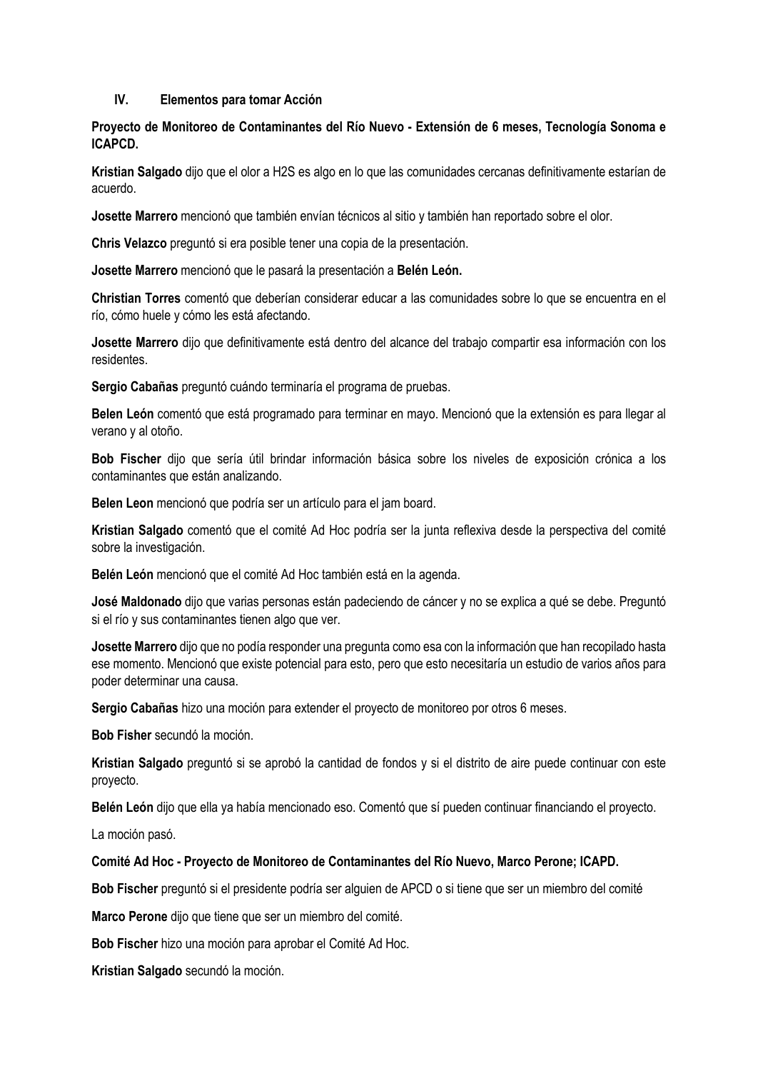## IV. Elementos para tomar Acción

**Proyecto de Monitoreo de Contaminantes del Río Nuevo - Extensión de 6 meses, Tecnología Sonoma e ICAPCD.**

**Kristian Salgado** dijo que el olor a H2S es algo en lo que las comunidades cercanas definitivamente estarían de acuerdo.

**Josette Marrero** mencionó que también envían técnicos al sitio y también han reportado sobre el olor.

**Chris Velazco** preguntó si era posible tener una copia de la presentación.

**Josette Marrero** mencionó que le pasará la presentación a **Belén León.**

**Christian Torres** comentó que deberían considerar educar a las comunidades sobre lo que se encuentra en el río, cómo huele y cómo les está afectando.

**Josette Marrero** dijo que definitivamente está dentro del alcance del trabajo compartir esa información con los residentes.

**Sergio Cabañas** preguntó cuándo terminaría el programa de pruebas.

**Belen León** comentó que está programado para terminar en mayo. Mencionó que la extensión es para llegar al verano y al otoño.

**Bob Fischer** dijo que sería útil brindar información básica sobre los niveles de exposición crónica a los contaminantes que están analizando.

**Belen Leon** mencionó que podría ser un artículo para el jam board.

**Kristian Salgado** comentó que el comité Ad Hoc podría ser la junta reflexiva desde la perspectiva del comité sobre la investigación.

**Belén León** mencionó que el comité Ad Hoc también está en la agenda.

**José Maldonado** dijo que varias personas están padeciendo de cáncer y no se explica a qué se debe. Preguntó si el río y sus contaminantes tienen algo que ver.

**Josette Marrero** dijo que no podía responder una pregunta como esa con la información que han recopilado hasta ese momento. Mencionó que existe potencial para esto, pero que esto necesitaría un estudio de varios años para poder determinar una causa.

**Sergio Cabañas** hizo una moción para extender el proyecto de monitoreo por otros 6 meses.

**Bob Fisher** secundó la moción.

**Kristian Salgado** preguntó si se aprobó la cantidad de fondos y si el distrito de aire puede continuar con este proyecto.

**Belén León** dijo que ella ya había mencionado eso. Comentó que sí pueden continuar financiando el proyecto.

La moción pasó.

**Comité Ad Hoc - Proyecto de Monitoreo de Contaminantes del Río Nuevo, Marco Perone; ICAPD.**

**Bob Fischer** preguntó si el presidente podría ser alguien de APCD o si tiene que ser un miembro del comité

**Marco Perone** dijo que tiene que ser un miembro del comité.

**Bob Fischer** hizo una moción para aprobar el Comité Ad Hoc.

**Kristian Salgado** secundó la moción.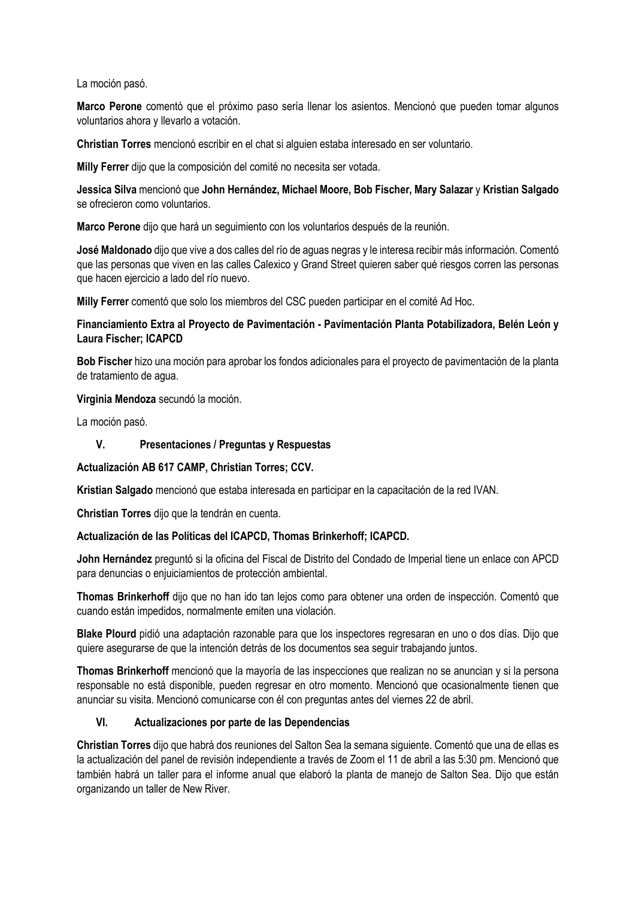La moción pasó.

**Marco Perone** comentó que el próximo paso sería llenar los asientos. Mencionó que pueden tomar algunos voluntarios ahora y llevarlo a votación.

**Christian Torres** mencionó escribir en el chat si alguien estaba interesado en ser voluntario.

**Milly Ferrer** dijo que la composición del comité no necesita ser votada.

**Jessica Silva** mencionó que **John Hernández, Michael Moore, Bob Fischer, Mary Salazar** y **Kristian Salgado** se ofrecieron como voluntarios.

**Marco Perone** dijo que hará un seguimiento con los voluntarios después de la reunión.

**José Maldonado** dijo que vive a dos calles del río de aguas negras y le interesa recibir más información. Comentó que las personas que viven en las calles Calexico y Grand Street quieren saber qué riesgos corren las personas que hacen ejercicio a lado del río nuevo.

**Milly Ferrer** comentó que solo los miembros del CSC pueden participar en el comité Ad Hoc.

**Financiamiento Extra al Proyecto de Pavimentación - Pavimentación Planta Potabilizadora, Belén León y Laura Fischer; ICAPCD**

**Bob Fischer** hizo una moción para aprobar los fondos adicionales para el proyecto de pavimentación de la planta de tratamiento de agua.

**Virginia Mendoza** secundó la moción.

La moción pasó.

## V. Presentaciones / Preguntas y Respuestas

**Actualización AB 617 CAMP, Christian Torres; CCV.**

**Kristian Salgado** mencionó que estaba interesada en participar en la capacitación de la red IVAN.

**Christian Torres** dijo que la tendrán en cuenta.

**Actualización de las Políticas del ICAPCD, Thomas Brinkerhoff; ICAPCD.**

**John Hernández** preguntó si la oficina del Fiscal de Distrito del Condado de Imperial tiene un enlace con APCD para denuncias o enjuiciamientos de protección ambiental.

**Thomas Brinkerhoff** dijo que no han ido tan lejos como para obtener una orden de inspección. Comentó que cuando están impedidos, normalmente emiten una violación.

**Blake Plourd** pidió una adaptación razonable para que los inspectores regresaran en uno o dos días. Dijo que quiere asegurarse de que la intención detrás de los documentos sea seguir trabajando juntos.

**Thomas Brinkerhoff** mencionó que la mayoría de las inspecciones que realizan no se anuncian y si la persona responsable no está disponible, pueden regresar en otro momento. Mencionó que ocasionalmente tienen que anunciar su visita. Mencionó comunicarse con él con preguntas antes del viernes 22 de abril.

## VI. Actualizaciones por parte de las Dependencias

**Christian Torres** dijo que habrá dos reuniones del Salton Sea la semana siguiente. Comentó que una de ellas es la actualización del panel de revisión independiente a través de Zoom el 11 de abril a las 5:30 pm. Mencionó que también habrá un taller para el informe anual que elaboró la planta de manejo de Salton Sea. Dijo que están organizando un taller de New River.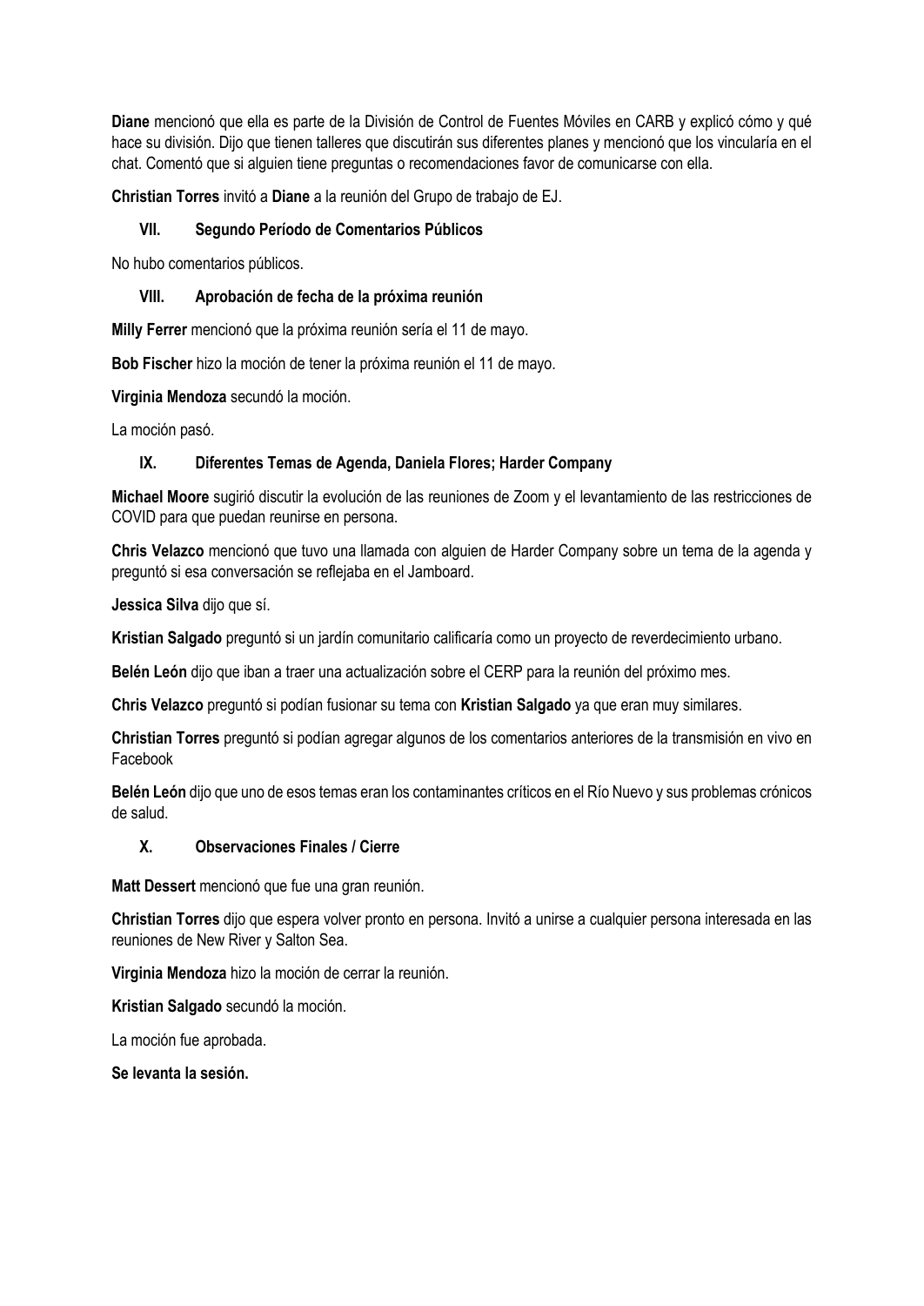**Diane** mencionó que ella es parte de la División de Control de Fuentes Móviles en CARB y explicó cómo y qué hace su división. Dijo que tienen talleres que discutirán sus diferentes planes y mencionó que los vincularía en el chat. Comentó que si alguien tiene preguntas o recomendaciones favor de comunicarse con ella.

**Christian Torres** invitó a **Diane** a la reunión del Grupo de trabajo de EJ.

### VII. Segundo Período de Comentarios Públicos

No hubo comentarios públicos.

### VIII. Aprobación de fecha de la próxima reunión

**Milly Ferrer** mencionó que la próxima reunión sería el 11 de mayo.

**Bob Fischer** hizo la moción de tener la próxima reunión el 11 de mayo.

**Virginia Mendoza** secundó la moción.

La moción pasó.

### IX. Diferentes Temas de Agenda, Daniela Flores; Harder Company

**Michael Moore** sugirió discutir la evolución de las reuniones de Zoom y el levantamiento de las restricciones de COVID para que puedan reunirse en persona.

**Chris Velazco** mencionó que tuvo una llamada con alguien de Harder Company sobre un tema de la agenda y preguntó si esa conversación se reflejaba en el Jamboard.

**Jessica Silva** dijo que sí.

**Kristian Salgado** preguntó si un jardín comunitario calificaría como un proyecto de reverdecimiento urbano.

**Belén León** dijo que iban a traer una actualización sobre el CERP para la reunión del próximo mes.

**Chris Velazco** preguntó si podían fusionar su tema con **Kristian Salgado** ya que eran muy similares.

**Christian Torres** preguntó si podían agregar algunos de los comentarios anteriores de la transmisión en vivo en Facebook

**Belén León** dijo que uno de esos temas eran los contaminantes críticos en el Río Nuevo y sus problemas crónicos de salud.

### X. Observaciones Finales / Cierre

**Matt Dessert** mencionó que fue una gran reunión.

**Christian Torres** dijo que espera volver pronto en persona. Invitó a unirse a cualquier persona interesada en las reuniones de New River y Salton Sea.

**Virginia Mendoza** hizo la moción de cerrar la reunión.

**Kristian Salgado** secundó la moción.

La moción fue aprobada.

**Se levanta la sesión.**